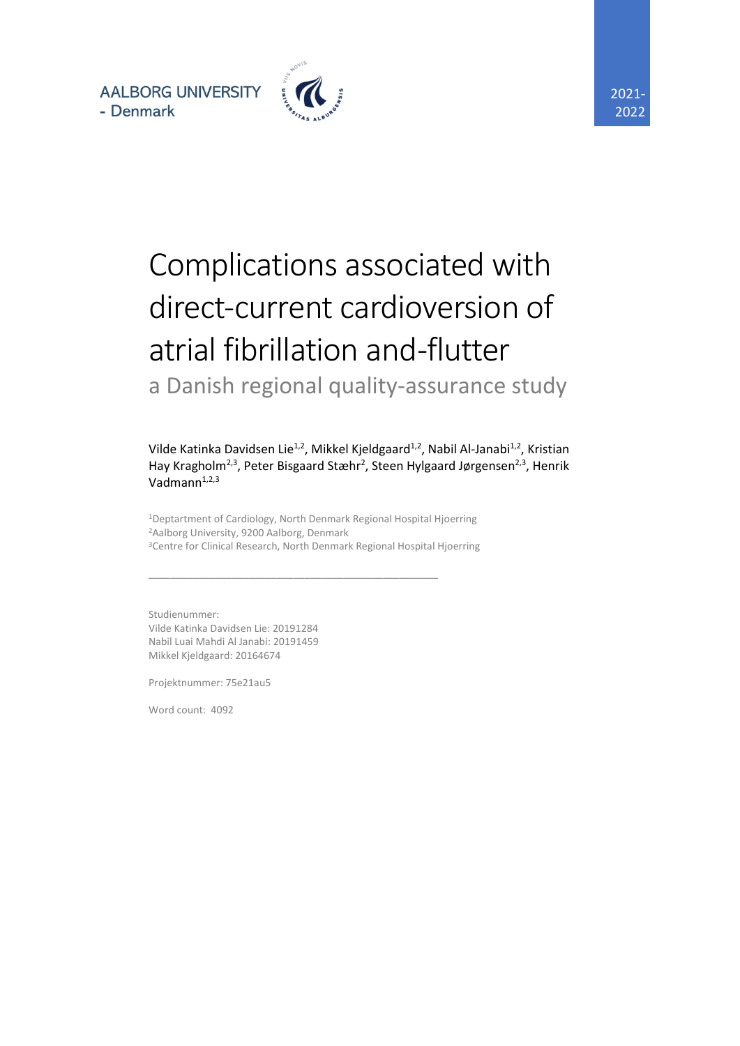AALBORG UNIVERSITY
- Denmark

2021-2022

# Complications associated with direct-current cardioversion of atrial fibrillation and-flutter

## a Danish regional quality-assurance study

Vilde Katinka Davidsen Lie[1,2], Mikkel Kjeldgaard[1,2], Nabil Al-Janabi[1,2], Kristian Hay Kragholm[2,3], Peter Bisgaard Stæhr[2], Steen Hylgaard Jørgensen[2,3], Henrik Vadmann[1,2,3]

[1]Deptartment of Cardiology, North Denmark Regional Hospital Hjoerring
[2]Aalborg University, 9200 Aalborg, Denmark
[3]Centre for Clinical Research, North Denmark Regional Hospital Hjoerring

---

Studienummer:
Vilde Katinka Davidsen Lie: 20191284
Nabil Luai Mahdi Al Janabi: 20191459
Mikkel Kjeldgaard: 20164674

Projektnummer: 75e21au5

Word count: 4092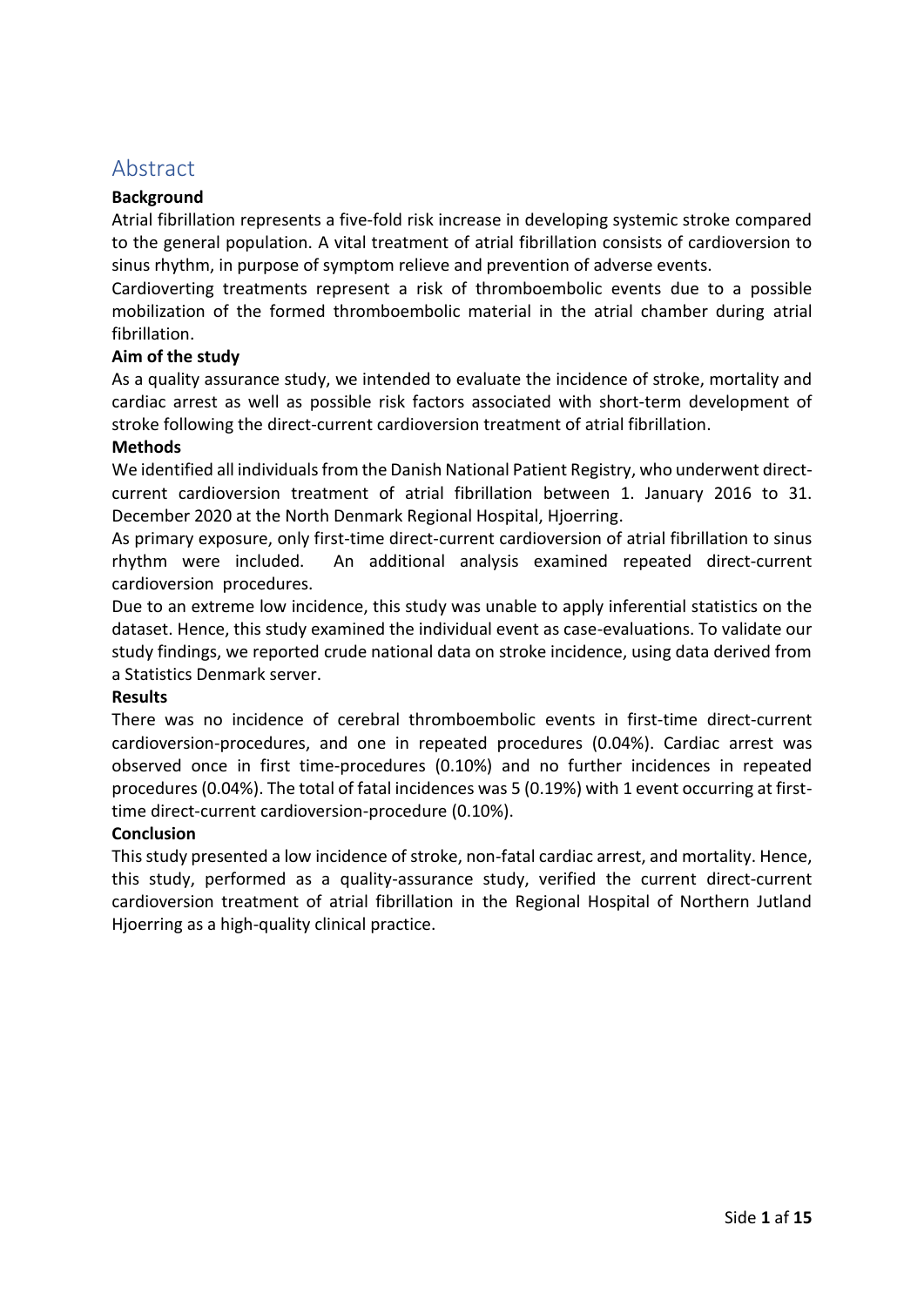# Abstract

**Background**

Atrial fibrillation represents a five-fold risk increase in developing systemic stroke compared to the general population. A vital treatment of atrial fibrillation consists of cardioversion to sinus rhythm, in purpose of symptom relieve and prevention of adverse events.

Cardioverting treatments represent a risk of thromboembolic events due to a possible mobilization of the formed thromboembolic material in the atrial chamber during atrial fibrillation.

**Aim of the study**

As a quality assurance study, we intended to evaluate the incidence of stroke, mortality and cardiac arrest as well as possible risk factors associated with short-term development of stroke following the direct-current cardioversion treatment of atrial fibrillation.

**Methods**

We identified all individuals from the Danish National Patient Registry, who underwent direct-current cardioversion treatment of atrial fibrillation between 1. January 2016 to 31. December 2020 at the North Denmark Regional Hospital, Hjoerring.

As primary exposure, only first-time direct-current cardioversion of atrial fibrillation to sinus rhythm were included. An additional analysis examined repeated direct-current cardioversion procedures.

Due to an extreme low incidence, this study was unable to apply inferential statistics on the dataset. Hence, this study examined the individual event as case-evaluations. To validate our study findings, we reported crude national data on stroke incidence, using data derived from a Statistics Denmark server.

**Results**

There was no incidence of cerebral thromboembolic events in first-time direct-current cardioversion-procedures, and one in repeated procedures (0.04%). Cardiac arrest was observed once in first time-procedures (0.10%) and no further incidences in repeated procedures (0.04%). The total of fatal incidences was 5 (0.19%) with 1 event occurring at first-time direct-current cardioversion-procedure (0.10%).

**Conclusion**

This study presented a low incidence of stroke, non-fatal cardiac arrest, and mortality. Hence, this study, performed as a quality-assurance study, verified the current direct-current cardioversion treatment of atrial fibrillation in the Regional Hospital of Northern Jutland Hjoerring as a high-quality clinical practice.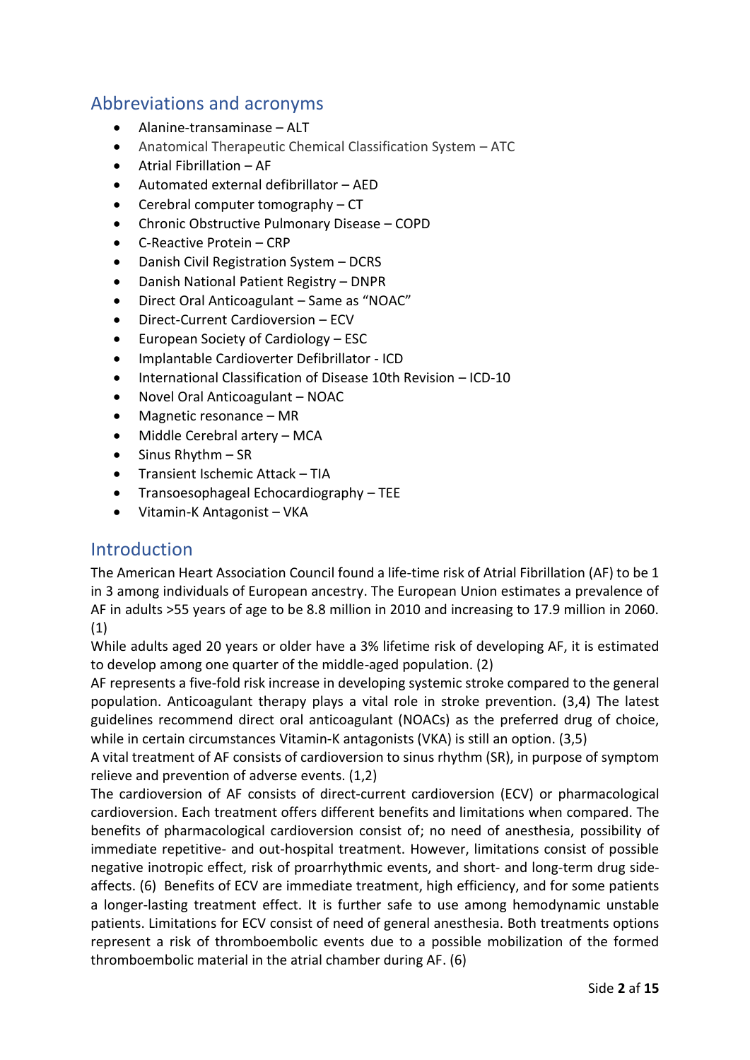## Abbreviations and acronyms

- Alanine-transaminase – ALT
- Anatomical Therapeutic Chemical Classification System – ATC
- Atrial Fibrillation – AF
- Automated external defibrillator – AED
- Cerebral computer tomography – CT
- Chronic Obstructive Pulmonary Disease – COPD
- C-Reactive Protein – CRP
- Danish Civil Registration System – DCRS
- Danish National Patient Registry – DNPR
- Direct Oral Anticoagulant – Same as "NOAC"
- Direct-Current Cardioversion – ECV
- European Society of Cardiology – ESC
- Implantable Cardioverter Defibrillator - ICD
- International Classification of Disease 10th Revision – ICD-10
- Novel Oral Anticoagulant – NOAC
- Magnetic resonance – MR
- Middle Cerebral artery – MCA
- Sinus Rhythm – SR
- Transient Ischemic Attack – TIA
- Transoesophageal Echocardiography – TEE
- Vitamin-K Antagonist – VKA

## Introduction

The American Heart Association Council found a life-time risk of Atrial Fibrillation (AF) to be 1 in 3 among individuals of European ancestry. The European Union estimates a prevalence of AF in adults >55 years of age to be 8.8 million in 2010 and increasing to 17.9 million in 2060. (1)

While adults aged 20 years or older have a 3% lifetime risk of developing AF, it is estimated to develop among one quarter of the middle-aged population. (2)

AF represents a five-fold risk increase in developing systemic stroke compared to the general population. Anticoagulant therapy plays a vital role in stroke prevention. (3,4) The latest guidelines recommend direct oral anticoagulant (NOACs) as the preferred drug of choice, while in certain circumstances Vitamin-K antagonists (VKA) is still an option. (3,5)

A vital treatment of AF consists of cardioversion to sinus rhythm (SR), in purpose of symptom relieve and prevention of adverse events. (1,2)

The cardioversion of AF consists of direct-current cardioversion (ECV) or pharmacological cardioversion. Each treatment offers different benefits and limitations when compared. The benefits of pharmacological cardioversion consist of; no need of anesthesia, possibility of immediate repetitive- and out-hospital treatment. However, limitations consist of possible negative inotropic effect, risk of proarrhythmic events, and short- and long-term drug side-affects. (6) Benefits of ECV are immediate treatment, high efficiency, and for some patients a longer-lasting treatment effect. It is further safe to use among hemodynamic unstable patients. Limitations for ECV consist of need of general anesthesia. Both treatments options represent a risk of thromboembolic events due to a possible mobilization of the formed thromboembolic material in the atrial chamber during AF. (6)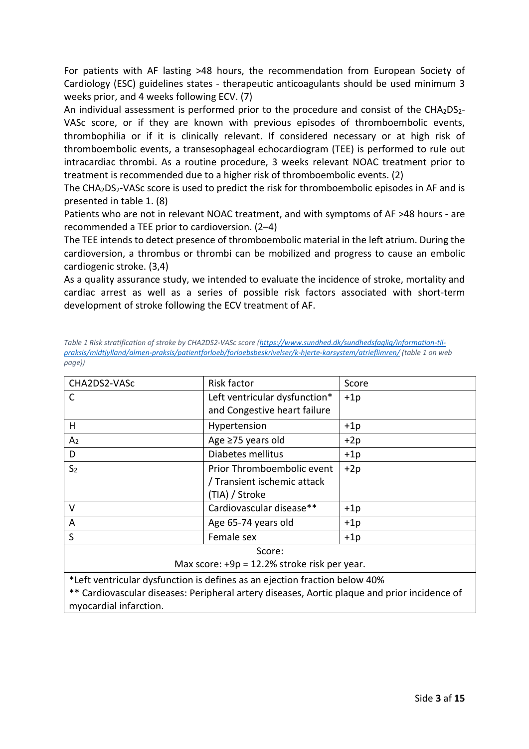For patients with AF lasting >48 hours, the recommendation from European Society of Cardiology (ESC) guidelines states - therapeutic anticoagulants should be used minimum 3 weeks prior, and 4 weeks following ECV. (7)

An individual assessment is performed prior to the procedure and consist of the $CHA_2DS_2$-VASc score, or if they are known with previous episodes of thromboembolic events, thrombophilia or if it is clinically relevant. If considered necessary or at high risk of thromboembolic events, a transesophageal echocardiogram (TEE) is performed to rule out intracardiac thrombi. As a routine procedure, 3 weeks relevant NOAC treatment prior to treatment is recommended due to a higher risk of thromboembolic events. (2)

The $CHA_2DS_2$-VASc score is used to predict the risk for thromboembolic episodes in AF and is presented in table 1. (8)

Patients who are not in relevant NOAC treatment, and with symptoms of AF >48 hours - are recommended a TEE prior to cardioversion. (2–4)

The TEE intends to detect presence of thromboembolic material in the left atrium. During the cardioversion, a thrombus or thrombi can be mobilized and progress to cause an embolic cardiogenic stroke. (3,4)

As a quality assurance study, we intended to evaluate the incidence of stroke, mortality and cardiac arrest as well as a series of possible risk factors associated with short-term development of stroke following the ECV treatment of AF.

*Table 1 Risk stratification of stroke by CHA2DS2-VASc score ([https://www.sundhed.dk/sundhedsfaglig/information-til-praksis/midtjylland/almen-praksis/patientforloeb/forloebsbeskrivelser/k-hjerte-karsystem/atrieflimren/](https://www.sundhed.dk/sundhedsfaglig/information-til-praksis/midtjylland/almen-praksis/patientforloeb/forloebsbeskrivelser/k-hjerte-karsystem/atrieflimren/) (table 1 on web page))*

| CHA2DS2-VASc | Risk factor | Score |
|---|---|---|
| C | Left ventricular dysfunction* and Congestive heart failure | +1p |
| H | Hypertension | +1p |
| $A_2$ | Age ≥75 years old | +2p |
| D | Diabetes mellitus | +1p |
| $S_2$ | Prior Thromboembolic event / Transient ischemic attack (TIA) / Stroke | +2p |
| V | Cardiovascular disease** | +1p |
| A | Age 65-74 years old | +1p |
| S | Female sex | +1p |
| Score: Max score: +9p = 12.2% stroke risk per year. | | |

*Left ventricular dysfunction is defines as an ejection fraction below 40%
** Cardiovascular diseases: Peripheral artery diseases, Aortic plaque and prior incidence of myocardial infarction.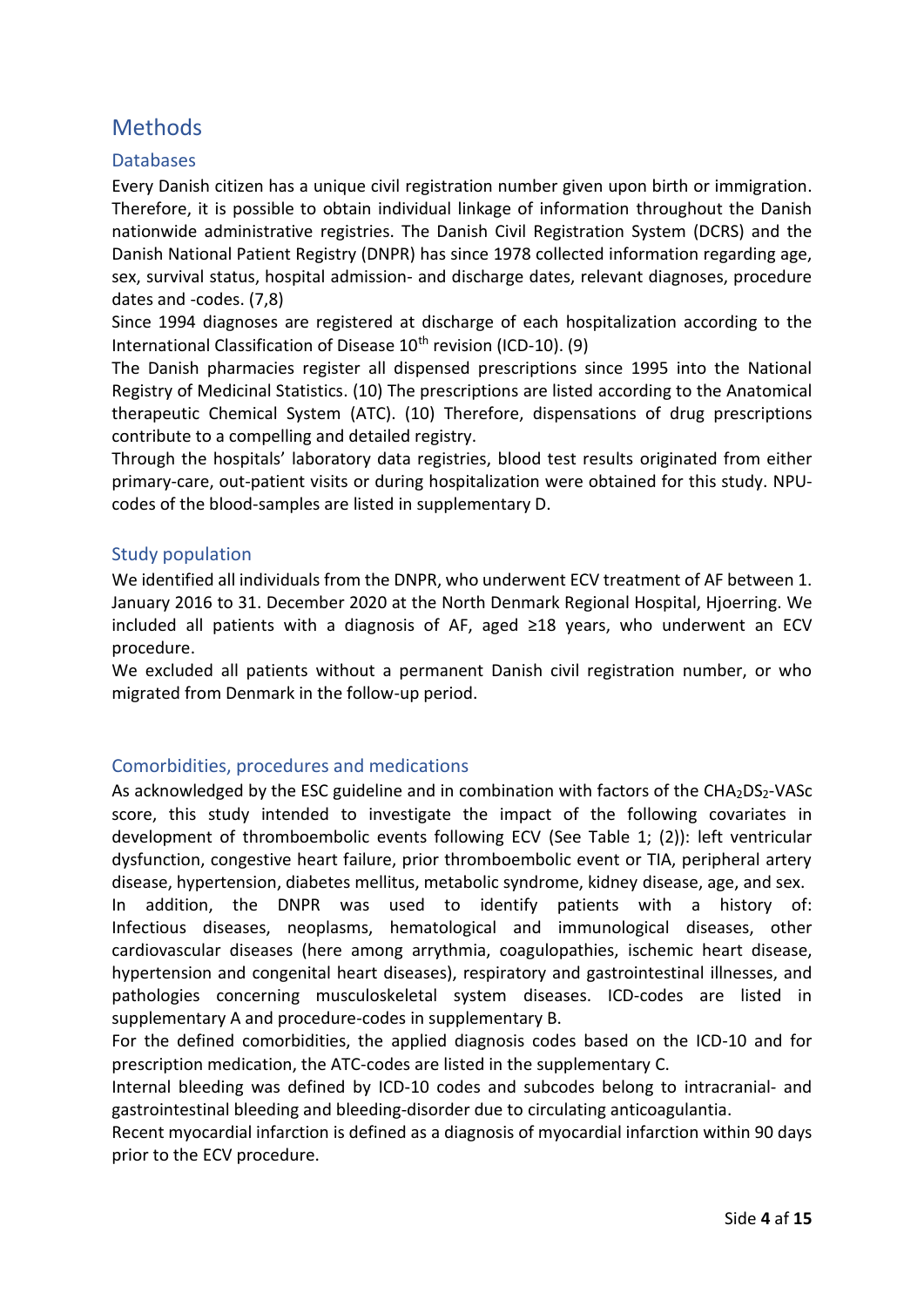# Methods

## Databases

Every Danish citizen has a unique civil registration number given upon birth or immigration. Therefore, it is possible to obtain individual linkage of information throughout the Danish nationwide administrative registries. The Danish Civil Registration System (DCRS) and the Danish National Patient Registry (DNPR) has since 1978 collected information regarding age, sex, survival status, hospital admission- and discharge dates, relevant diagnoses, procedure dates and -codes. (7,8)

Since 1994 diagnoses are registered at discharge of each hospitalization according to the International Classification of Disease 10[th] revision (ICD-10). (9)

The Danish pharmacies register all dispensed prescriptions since 1995 into the National Registry of Medicinal Statistics. (10) The prescriptions are listed according to the Anatomical therapeutic Chemical System (ATC). (10) Therefore, dispensations of drug prescriptions contribute to a compelling and detailed registry.

Through the hospitals' laboratory data registries, blood test results originated from either primary-care, out-patient visits or during hospitalization were obtained for this study. NPU-codes of the blood-samples are listed in supplementary D.

## Study population

We identified all individuals from the DNPR, who underwent ECV treatment of AF between 1. January 2016 to 31. December 2020 at the North Denmark Regional Hospital, Hjoerring. We included all patients with a diagnosis of AF, aged ≥18 years, who underwent an ECV procedure.

We excluded all patients without a permanent Danish civil registration number, or who migrated from Denmark in the follow-up period.

## Comorbidities, procedures and medications

As acknowledged by the ESC guideline and in combination with factors of the $CHA_2DS_2$-VASc score, this study intended to investigate the impact of the following covariates in development of thromboembolic events following ECV (See Table 1; (2)): left ventricular dysfunction, congestive heart failure, prior thromboembolic event or TIA, peripheral artery disease, hypertension, diabetes mellitus, metabolic syndrome, kidney disease, age, and sex.

In addition, the DNPR was used to identify patients with a history of: Infectious diseases, neoplasms, hematological and immunological diseases, other cardiovascular diseases (here among arrythmia, coagulopathies, ischemic heart disease, hypertension and congenital heart diseases), respiratory and gastrointestinal illnesses, and pathologies concerning musculoskeletal system diseases. ICD-codes are listed in supplementary A and procedure-codes in supplementary B.

For the defined comorbidities, the applied diagnosis codes based on the ICD-10 and for prescription medication, the ATC-codes are listed in the supplementary C.

Internal bleeding was defined by ICD-10 codes and subcodes belong to intracranial- and gastrointestinal bleeding and bleeding-disorder due to circulating anticoagulantia.

Recent myocardial infarction is defined as a diagnosis of myocardial infarction within 90 days prior to the ECV procedure.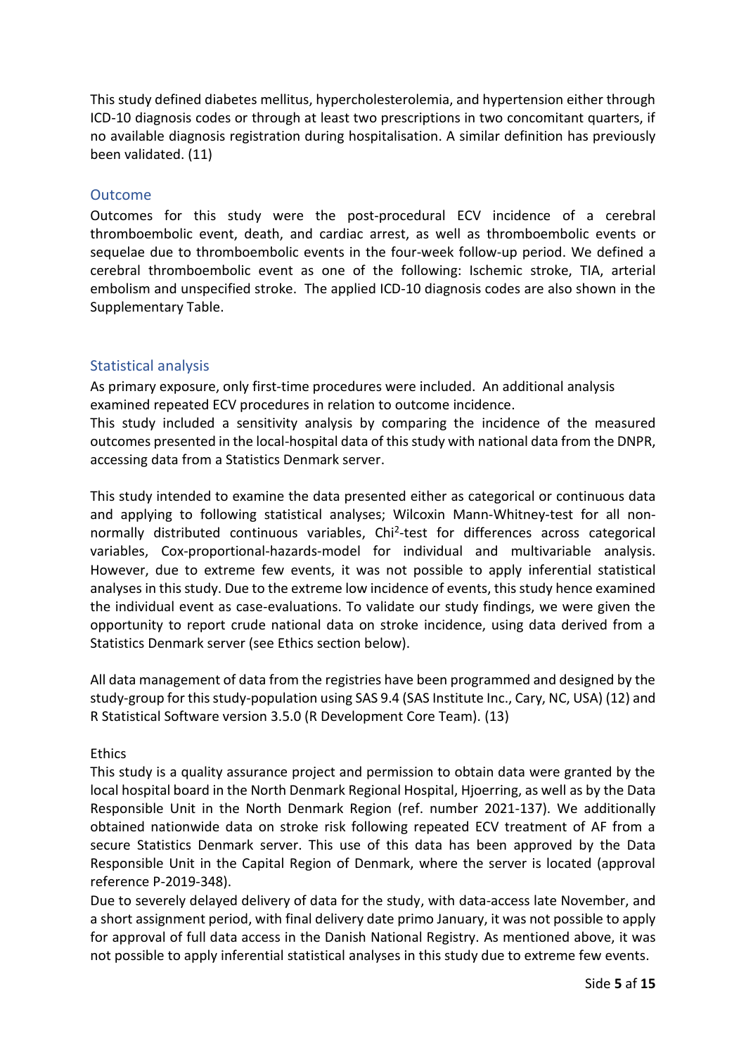This study defined diabetes mellitus, hypercholesterolemia, and hypertension either through ICD-10 diagnosis codes or through at least two prescriptions in two concomitant quarters, if no available diagnosis registration during hospitalisation. A similar definition has previously been validated. (11)

## Outcome

Outcomes for this study were the post-procedural ECV incidence of a cerebral thromboembolic event, death, and cardiac arrest, as well as thromboembolic events or sequelae due to thromboembolic events in the four-week follow-up period. We defined a cerebral thromboembolic event as one of the following: Ischemic stroke, TIA, arterial embolism and unspecified stroke. The applied ICD-10 diagnosis codes are also shown in the Supplementary Table.

## Statistical analysis

As primary exposure, only first-time procedures were included. An additional analysis examined repeated ECV procedures in relation to outcome incidence.
This study included a sensitivity analysis by comparing the incidence of the measured outcomes presented in the local-hospital data of this study with national data from the DNPR, accessing data from a Statistics Denmark server.

This study intended to examine the data presented either as categorical or continuous data and applying to following statistical analyses; Wilcoxin Mann-Whitney-test for all non-normally distributed continuous variables, $Chi^2$-test for differences across categorical variables, Cox-proportional-hazards-model for individual and multivariable analysis. However, due to extreme few events, it was not possible to apply inferential statistical analyses in this study. Due to the extreme low incidence of events, this study hence examined the individual event as case-evaluations. To validate our study findings, we were given the opportunity to report crude national data on stroke incidence, using data derived from a Statistics Denmark server (see Ethics section below).

All data management of data from the registries have been programmed and designed by the study-group for this study-population using SAS 9.4 (SAS Institute Inc., Cary, NC, USA) (12) and R Statistical Software version 3.5.0 (R Development Core Team). (13)

Ethics

This study is a quality assurance project and permission to obtain data were granted by the local hospital board in the North Denmark Regional Hospital, Hjoerring, as well as by the Data Responsible Unit in the North Denmark Region (ref. number 2021-137). We additionally obtained nationwide data on stroke risk following repeated ECV treatment of AF from a secure Statistics Denmark server. This use of this data has been approved by the Data Responsible Unit in the Capital Region of Denmark, where the server is located (approval reference P-2019-348).
Due to severely delayed delivery of data for the study, with data-access late November, and a short assignment period, with final delivery date primo January, it was not possible to apply for approval of full data access in the Danish National Registry. As mentioned above, it was not possible to apply inferential statistical analyses in this study due to extreme few events.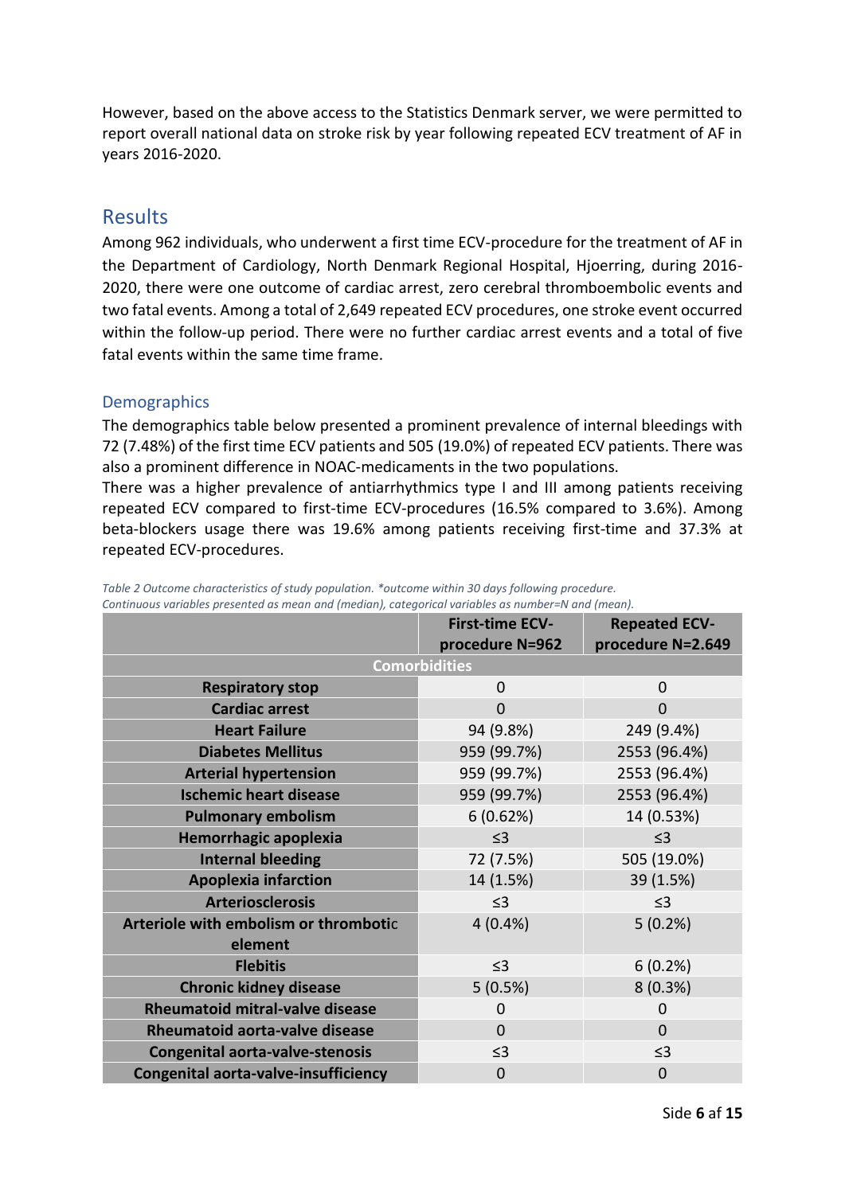However, based on the above access to the Statistics Denmark server, we were permitted to report overall national data on stroke risk by year following repeated ECV treatment of AF in years 2016-2020.

## Results

Among 962 individuals, who underwent a first time ECV-procedure for the treatment of AF in the Department of Cardiology, North Denmark Regional Hospital, Hjoerring, during 2016-2020, there were one outcome of cardiac arrest, zero cerebral thromboembolic events and two fatal events. Among a total of 2,649 repeated ECV procedures, one stroke event occurred within the follow-up period. There were no further cardiac arrest events and a total of five fatal events within the same time frame.

### Demographics

The demographics table below presented a prominent prevalence of internal bleedings with 72 (7.48%) of the first time ECV patients and 505 (19.0%) of repeated ECV patients. There was also a prominent difference in NOAC-medicaments in the two populations.
There was a higher prevalence of antiarrhythmics type I and III among patients receiving repeated ECV compared to first-time ECV-procedures (16.5% compared to 3.6%). Among beta-blockers usage there was 19.6% among patients receiving first-time and 37.3% at repeated ECV-procedures.

*Table 2 Outcome characteristics of study population. \*outcome within 30 days following procedure. Continuous variables presented as mean and (median), categorical variables as number=N and (mean).*

| | First-time ECV-procedure N=962 | Repeated ECV-procedure N=2.649 |
|---|---|---|
| **Comorbidities** | | |
| **Respiratory stop** | 0 | 0 |
| **Cardiac arrest** | 0 | 0 |
| **Heart Failure** | 94 (9.8%) | 249 (9.4%) |
| **Diabetes Mellitus** | 959 (99.7%) | 2553 (96.4%) |
| **Arterial hypertension** | 959 (99.7%) | 2553 (96.4%) |
| **Ischemic heart disease** | 959 (99.7%) | 2553 (96.4%) |
| **Pulmonary embolism** | 6 (0.62%) | 14 (0.53%) |
| **Hemorrhagic apoplexia** | ≤3 | ≤3 |
| **Internal bleeding** | 72 (7.5%) | 505 (19.0%) |
| **Apoplexia infarction** | 14 (1.5%) | 39 (1.5%) |
| **Arteriosclerosis** | ≤3 | ≤3 |
| **Arteriole with embolism or thrombotic element** | 4 (0.4%) | 5 (0.2%) |
| **Flebitis** | ≤3 | 6 (0.2%) |
| **Chronic kidney disease** | 5 (0.5%) | 8 (0.3%) |
| **Rheumatoid mitral-valve disease** | 0 | 0 |
| **Rheumatoid aorta-valve disease** | 0 | 0 |
| **Congenital aorta-valve-stenosis** | ≤3 | ≤3 |
| **Congenital aorta-valve-insufficiency** | 0 | 0 |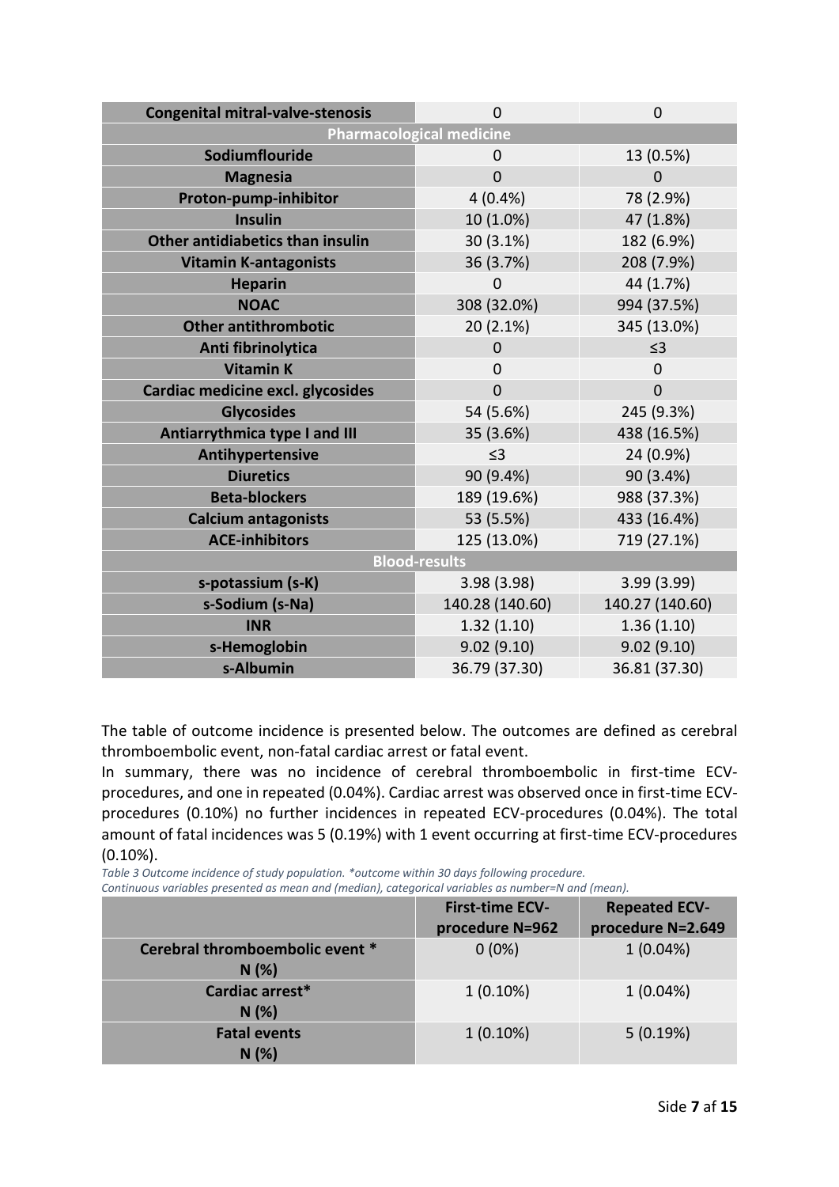| Congenital mitral-valve-stenosis | 0 | 0 |
|---|---|---|
| **Pharmacological medicine** | | |
| Sodiumflouride | 0 | 13 (0.5%) |
| Magnesia | 0 | 0 |
| Proton-pump-inhibitor | 4 (0.4%) | 78 (2.9%) |
| Insulin | 10 (1.0%) | 47 (1.8%) |
| Other antidiabetics than insulin | 30 (3.1%) | 182 (6.9%) |
| Vitamin K-antagonists | 36 (3.7%) | 208 (7.9%) |
| Heparin | 0 | 44 (1.7%) |
| NOAC | 308 (32.0%) | 994 (37.5%) |
| Other antithrombotic | 20 (2.1%) | 345 (13.0%) |
| Anti fibrinolytica | 0 | ≤3 |
| Vitamin K | 0 | 0 |
| Cardiac medicine excl. glycosides | 0 | 0 |
| Glycosides | 54 (5.6%) | 245 (9.3%) |
| Antiarrythmica type I and III | 35 (3.6%) | 438 (16.5%) |
| Antihypertensive | ≤3 | 24 (0.9%) |
| Diuretics | 90 (9.4%) | 90 (3.4%) |
| Beta-blockers | 189 (19.6%) | 988 (37.3%) |
| Calcium antagonists | 53 (5.5%) | 433 (16.4%) |
| ACE-inhibitors | 125 (13.0%) | 719 (27.1%) |
| **Blood-results** | | |
| s-potassium (s-K) | 3.98 (3.98) | 3.99 (3.99) |
| s-Sodium (s-Na) | 140.28 (140.60) | 140.27 (140.60) |
| INR | 1.32 (1.10) | 1.36 (1.10) |
| s-Hemoglobin | 9.02 (9.10) | 9.02 (9.10) |
| s-Albumin | 36.79 (37.30) | 36.81 (37.30) |

The table of outcome incidence is presented below. The outcomes are defined as cerebral thromboembolic event, non-fatal cardiac arrest or fatal event.

In summary, there was no incidence of cerebral thromboembolic in first-time ECV-procedures, and one in repeated (0.04%). Cardiac arrest was observed once in first-time ECV-procedures (0.10%) no further incidences in repeated ECV-procedures (0.04%). The total amount of fatal incidences was 5 (0.19%) with 1 event occurring at first-time ECV-procedures (0.10%).

*Table 3 Outcome incidence of study population. *outcome within 30 days following procedure.*
*Continuous variables presented as mean and (median), categorical variables as number=N and (mean).*

| | First-time ECV-procedure N=962 | Repeated ECV-procedure N=2.649 |
|---|---|---|
| Cerebral thromboembolic event * N (%) | 0 (0%) | 1 (0.04%) |
| Cardiac arrest* N (%) | 1 (0.10%) | 1 (0.04%) |
| Fatal events N (%) | 1 (0.10%) | 5 (0.19%) |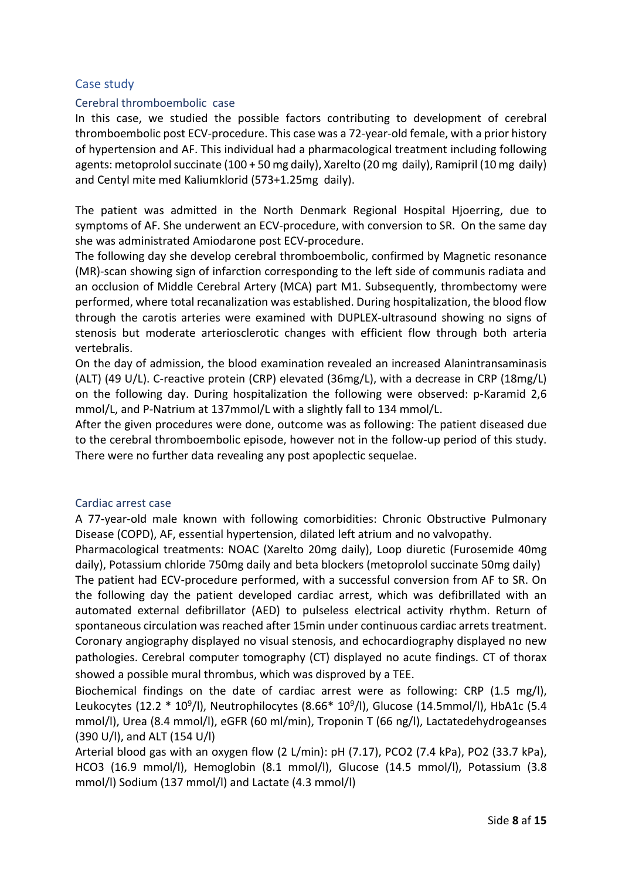## Case study

### Cerebral thromboembolic case

In this case, we studied the possible factors contributing to development of cerebral thromboembolic post ECV-procedure. This case was a 72-year-old female, with a prior history of hypertension and AF. This individual had a pharmacological treatment including following agents: metoprolol succinate (100 + 50 mg daily), Xarelto (20 mg daily), Ramipril (10 mg daily) and Centyl mite med Kaliumklorid (573+1.25mg daily).

The patient was admitted in the North Denmark Regional Hospital Hjoerring, due to symptoms of AF. She underwent an ECV-procedure, with conversion to SR. On the same day she was administrated Amiodarone post ECV-procedure.

The following day she develop cerebral thromboembolic, confirmed by Magnetic resonance (MR)-scan showing sign of infarction corresponding to the left side of communis radiata and an occlusion of Middle Cerebral Artery (MCA) part M1. Subsequently, thrombectomy were performed, where total recanalization was established. During hospitalization, the blood flow through the carotis arteries were examined with DUPLEX-ultrasound showing no signs of stenosis but moderate arteriosclerotic changes with efficient flow through both arteria vertebralis.

On the day of admission, the blood examination revealed an increased Alanintransaminasis (ALT) (49 U/L). C-reactive protein (CRP) elevated (36mg/L), with a decrease in CRP (18mg/L) on the following day. During hospitalization the following were observed: p-Karamid 2,6 mmol/L, and P-Natrium at 137mmol/L with a slightly fall to 134 mmol/L.

After the given procedures were done, outcome was as following: The patient diseased due to the cerebral thromboembolic episode, however not in the follow-up period of this study. There were no further data revealing any post apoplectic sequelae.

### Cardiac arrest case

A 77-year-old male known with following comorbidities: Chronic Obstructive Pulmonary Disease (COPD), AF, essential hypertension, dilated left atrium and no valvopathy.

Pharmacological treatments: NOAC (Xarelto 20mg daily), Loop diuretic (Furosemide 40mg daily), Potassium chloride 750mg daily and beta blockers (metoprolol succinate 50mg daily)

The patient had ECV-procedure performed, with a successful conversion from AF to SR. On the following day the patient developed cardiac arrest, which was defibrillated with an automated external defibrillator (AED) to pulseless electrical activity rhythm. Return of spontaneous circulation was reached after 15min under continuous cardiac arrets treatment. Coronary angiography displayed no visual stenosis, and echocardiography displayed no new pathologies. Cerebral computer tomography (CT) displayed no acute findings. CT of thorax showed a possible mural thrombus, which was disproved by a TEE.

Biochemical findings on the date of cardiac arrest were as following: CRP (1.5 mg/l), Leukocytes (12.2 * $10^9$/l), Neutrophilocytes (8.66* $10^9$/l), Glucose (14.5mmol/l), HbA1c (5.4 mmol/l), Urea (8.4 mmol/l), eGFR (60 ml/min), Troponin T (66 ng/l), Lactatedehydrogeanses (390 U/l), and ALT (154 U/l)

Arterial blood gas with an oxygen flow (2 L/min): pH (7.17), PCO2 (7.4 kPa), PO2 (33.7 kPa), HCO3 (16.9 mmol/l), Hemoglobin (8.1 mmol/l), Glucose (14.5 mmol/l), Potassium (3.8 mmol/l) Sodium (137 mmol/l) and Lactate (4.3 mmol/l)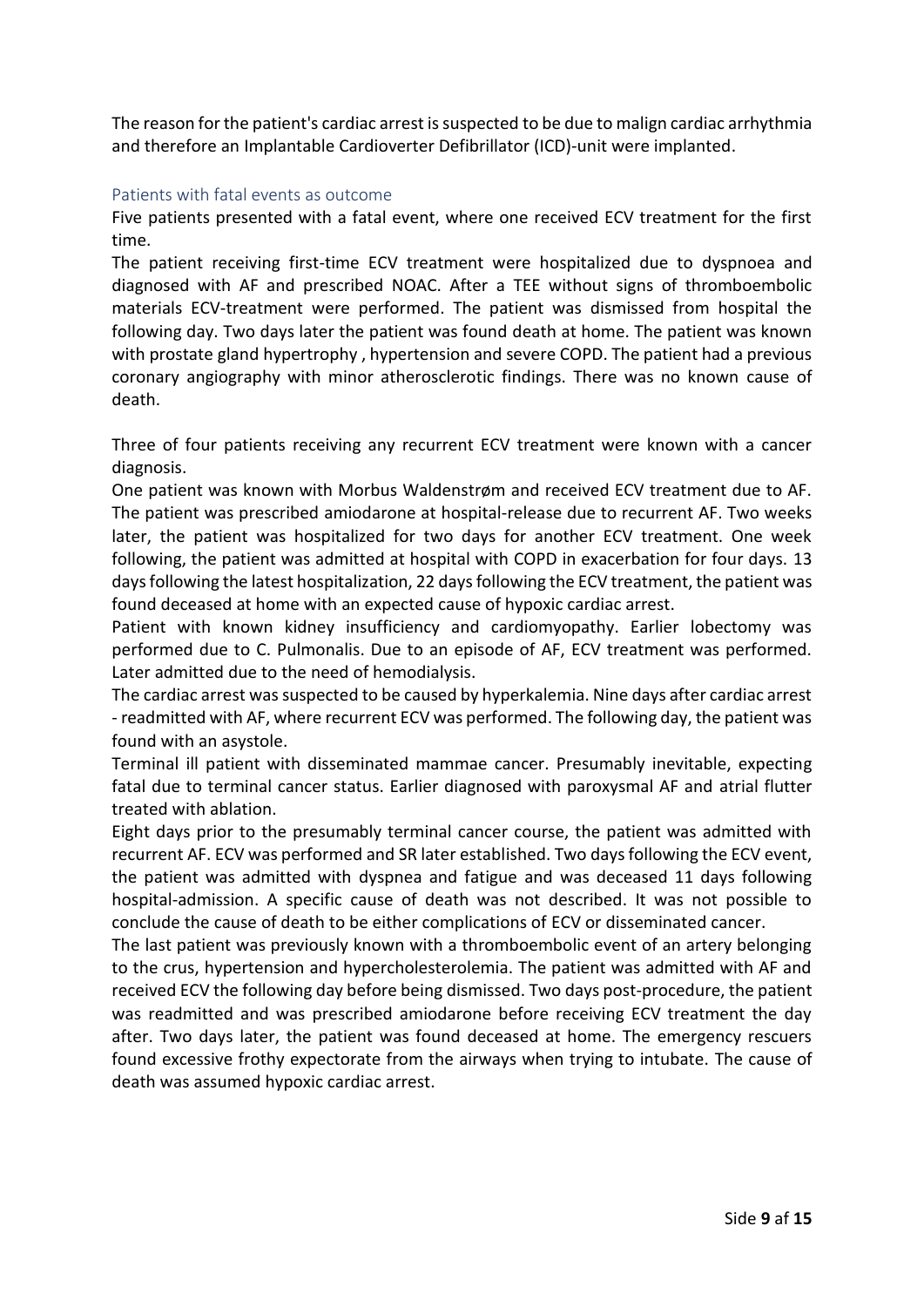The reason for the patient's cardiac arrest is suspected to be due to malign cardiac arrhythmia and therefore an Implantable Cardioverter Defibrillator (ICD)-unit were implanted.

### Patients with fatal events as outcome

Five patients presented with a fatal event, where one received ECV treatment for the first time.

The patient receiving first-time ECV treatment were hospitalized due to dyspnoea and diagnosed with AF and prescribed NOAC. After a TEE without signs of thromboembolic materials ECV-treatment were performed. The patient was dismissed from hospital the following day. Two days later the patient was found death at home. The patient was known with prostate gland hypertrophy , hypertension and severe COPD. The patient had a previous coronary angiography with minor atherosclerotic findings. There was no known cause of death.

Three of four patients receiving any recurrent ECV treatment were known with a cancer diagnosis.

One patient was known with Morbus Waldenstrøm and received ECV treatment due to AF. The patient was prescribed amiodarone at hospital-release due to recurrent AF. Two weeks later, the patient was hospitalized for two days for another ECV treatment. One week following, the patient was admitted at hospital with COPD in exacerbation for four days. 13 days following the latest hospitalization, 22 days following the ECV treatment, the patient was found deceased at home with an expected cause of hypoxic cardiac arrest.

Patient with known kidney insufficiency and cardiomyopathy. Earlier lobectomy was performed due to C. Pulmonalis. Due to an episode of AF, ECV treatment was performed. Later admitted due to the need of hemodialysis.

The cardiac arrest was suspected to be caused by hyperkalemia. Nine days after cardiac arrest - readmitted with AF, where recurrent ECV was performed. The following day, the patient was found with an asystole.

Terminal ill patient with disseminated mammae cancer. Presumably inevitable, expecting fatal due to terminal cancer status. Earlier diagnosed with paroxysmal AF and atrial flutter treated with ablation.

Eight days prior to the presumably terminal cancer course, the patient was admitted with recurrent AF. ECV was performed and SR later established. Two days following the ECV event, the patient was admitted with dyspnea and fatigue and was deceased 11 days following hospital-admission. A specific cause of death was not described. It was not possible to conclude the cause of death to be either complications of ECV or disseminated cancer.

The last patient was previously known with a thromboembolic event of an artery belonging to the crus, hypertension and hypercholesterolemia. The patient was admitted with AF and received ECV the following day before being dismissed. Two days post-procedure, the patient was readmitted and was prescribed amiodarone before receiving ECV treatment the day after. Two days later, the patient was found deceased at home. The emergency rescuers found excessive frothy expectorate from the airways when trying to intubate. The cause of death was assumed hypoxic cardiac arrest.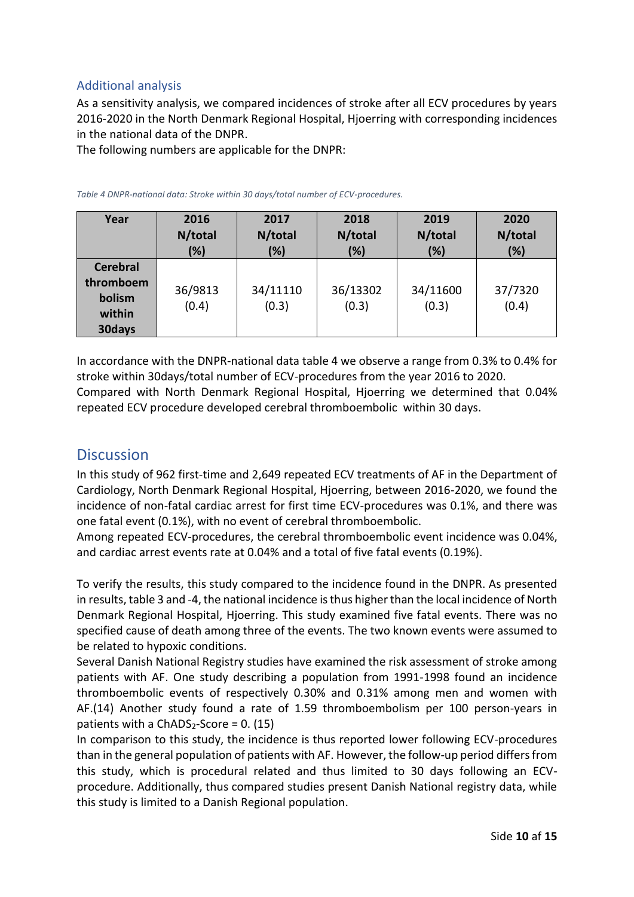### Additional analysis

As a sensitivity analysis, we compared incidences of stroke after all ECV procedures by years 2016-2020 in the North Denmark Regional Hospital, Hjoerring with corresponding incidences in the national data of the DNPR.

The following numbers are applicable for the DNPR:

*Table 4 DNPR-national data: Stroke within 30 days/total number of ECV-procedures.*

| Year | 2016 N/total (%) | 2017 N/total (%) | 2018 N/total (%) | 2019 N/total (%) | 2020 N/total (%) |
|---|---|---|---|---|---|
| **Cerebral thromboembolism within 30days** | 36/9813 (0.4) | 34/11110 (0.3) | 36/13302 (0.3) | 34/11600 (0.3) | 37/7320 (0.4) |

In accordance with the DNPR-national data table 4 we observe a range from 0.3% to 0.4% for stroke within 30days/total number of ECV-procedures from the year 2016 to 2020.
Compared with North Denmark Regional Hospital, Hjoerring we determined that 0.04% repeated ECV procedure developed cerebral thromboembolic within 30 days.

## Discussion

In this study of 962 first-time and 2,649 repeated ECV treatments of AF in the Department of Cardiology, North Denmark Regional Hospital, Hjoerring, between 2016-2020, we found the incidence of non-fatal cardiac arrest for first time ECV-procedures was 0.1%, and there was one fatal event (0.1%), with no event of cerebral thromboembolic.
Among repeated ECV-procedures, the cerebral thromboembolic event incidence was 0.04%, and cardiac arrest events rate at 0.04% and a total of five fatal events (0.19%).

To verify the results, this study compared to the incidence found in the DNPR. As presented in results, table 3 and -4, the national incidence is thus higher than the local incidence of North Denmark Regional Hospital, Hjoerring. This study examined five fatal events. There was no specified cause of death among three of the events. The two known events were assumed to be related to hypoxic conditions.
Several Danish National Registry studies have examined the risk assessment of stroke among patients with AF. One study describing a population from 1991-1998 found an incidence thromboembolic events of respectively 0.30% and 0.31% among men and women with AF.(14) Another study found a rate of 1.59 thromboembolism per 100 person-years in patients with a $ChADS_2$-Score = 0. (15)
In comparison to this study, the incidence is thus reported lower following ECV-procedures than in the general population of patients with AF. However, the follow-up period differs from this study, which is procedural related and thus limited to 30 days following an ECV-procedure. Additionally, thus compared studies present Danish National registry data, while this study is limited to a Danish Regional population.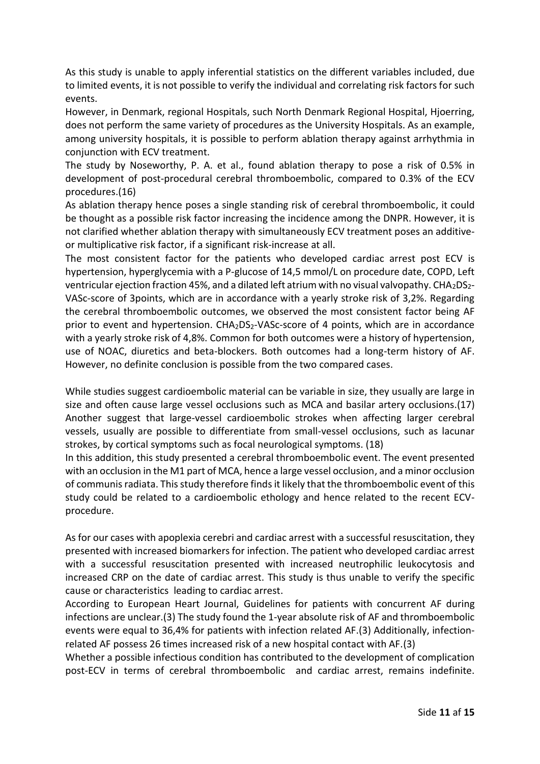As this study is unable to apply inferential statistics on the different variables included, due to limited events, it is not possible to verify the individual and correlating risk factors for such events.

However, in Denmark, regional Hospitals, such North Denmark Regional Hospital, Hjoerring, does not perform the same variety of procedures as the University Hospitals. As an example, among university hospitals, it is possible to perform ablation therapy against arrhythmia in conjunction with ECV treatment.

The study by Noseworthy, P. A. et al., found ablation therapy to pose a risk of 0.5% in development of post-procedural cerebral thromboembolic, compared to 0.3% of the ECV procedures.(16)

As ablation therapy hence poses a single standing risk of cerebral thromboembolic, it could be thought as a possible risk factor increasing the incidence among the DNPR. However, it is not clarified whether ablation therapy with simultaneously ECV treatment poses an additive- or multiplicative risk factor, if a significant risk-increase at all.

The most consistent factor for the patients who developed cardiac arrest post ECV is hypertension, hyperglycemia with a P-glucose of 14,5 mmol/L on procedure date, COPD, Left ventricular ejection fraction 45%, and a dilated left atrium with no visual valvopathy. $CHA_2DS_2$-VASc-score of 3points, which are in accordance with a yearly stroke risk of 3,2%. Regarding the cerebral thromboembolic outcomes, we observed the most consistent factor being AF prior to event and hypertension. $CHA_2DS_2$-VASc-score of 4 points, which are in accordance with a yearly stroke risk of 4,8%. Common for both outcomes were a history of hypertension, use of NOAC, diuretics and beta-blockers. Both outcomes had a long-term history of AF. However, no definite conclusion is possible from the two compared cases.

While studies suggest cardioembolic material can be variable in size, they usually are large in size and often cause large vessel occlusions such as MCA and basilar artery occlusions.(17) Another suggest that large-vessel cardioembolic strokes when affecting larger cerebral vessels, usually are possible to differentiate from small-vessel occlusions, such as lacunar strokes, by cortical symptoms such as focal neurological symptoms. (18)

In this addition, this study presented a cerebral thromboembolic event. The event presented with an occlusion in the M1 part of MCA, hence a large vessel occlusion, and a minor occlusion of communis radiata. This study therefore finds it likely that the thromboembolic event of this study could be related to a cardioembolic ethology and hence related to the recent ECV-procedure.

As for our cases with apoplexia cerebri and cardiac arrest with a successful resuscitation, they presented with increased biomarkers for infection. The patient who developed cardiac arrest with a successful resuscitation presented with increased neutrophilic leukocytosis and increased CRP on the date of cardiac arrest. This study is thus unable to verify the specific cause or characteristics leading to cardiac arrest.

According to European Heart Journal, Guidelines for patients with concurrent AF during infections are unclear.(3) The study found the 1-year absolute risk of AF and thromboembolic events were equal to 36,4% for patients with infection related AF.(3) Additionally, infection-related AF possess 26 times increased risk of a new hospital contact with AF.(3)

Whether a possible infectious condition has contributed to the development of complication post-ECV in terms of cerebral thromboembolic and cardiac arrest, remains indefinite.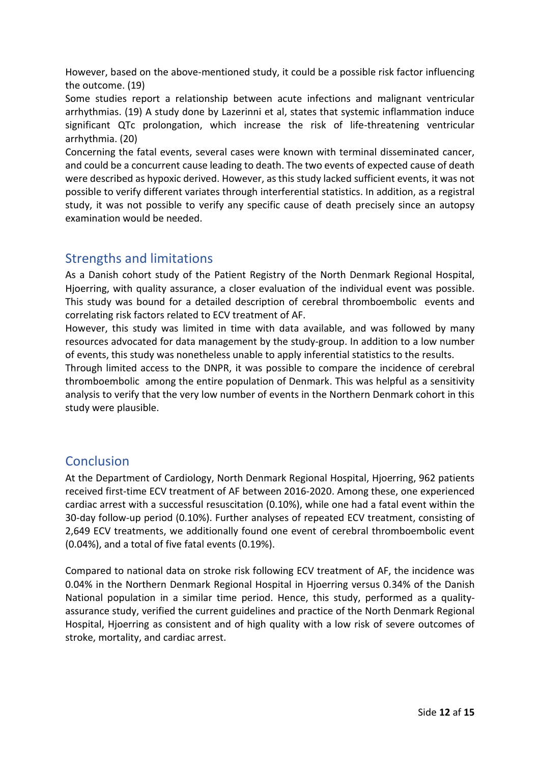However, based on the above-mentioned study, it could be a possible risk factor influencing the outcome. (19)

Some studies report a relationship between acute infections and malignant ventricular arrhythmias. (19) A study done by Lazerinni et al, states that systemic inflammation induce significant QTc prolongation, which increase the risk of life-threatening ventricular arrhythmia. (20)

Concerning the fatal events, several cases were known with terminal disseminated cancer, and could be a concurrent cause leading to death. The two events of expected cause of death were described as hypoxic derived. However, as this study lacked sufficient events, it was not possible to verify different variates through interferential statistics. In addition, as a registral study, it was not possible to verify any specific cause of death precisely since an autopsy examination would be needed.

## Strengths and limitations

As a Danish cohort study of the Patient Registry of the North Denmark Regional Hospital, Hjoerring, with quality assurance, a closer evaluation of the individual event was possible. This study was bound for a detailed description of cerebral thromboembolic events and correlating risk factors related to ECV treatment of AF.

However, this study was limited in time with data available, and was followed by many resources advocated for data management by the study-group. In addition to a low number of events, this study was nonetheless unable to apply inferential statistics to the results.

Through limited access to the DNPR, it was possible to compare the incidence of cerebral thromboembolic among the entire population of Denmark. This was helpful as a sensitivity analysis to verify that the very low number of events in the Northern Denmark cohort in this study were plausible.

## Conclusion

At the Department of Cardiology, North Denmark Regional Hospital, Hjoerring, 962 patients received first-time ECV treatment of AF between 2016-2020. Among these, one experienced cardiac arrest with a successful resuscitation (0.10%), while one had a fatal event within the 30-day follow-up period (0.10%). Further analyses of repeated ECV treatment, consisting of 2,649 ECV treatments, we additionally found one event of cerebral thromboembolic event (0.04%), and a total of five fatal events (0.19%).

Compared to national data on stroke risk following ECV treatment of AF, the incidence was 0.04% in the Northern Denmark Regional Hospital in Hjoerring versus 0.34% of the Danish National population in a similar time period. Hence, this study, performed as a quality-assurance study, verified the current guidelines and practice of the North Denmark Regional Hospital, Hjoerring as consistent and of high quality with a low risk of severe outcomes of stroke, mortality, and cardiac arrest.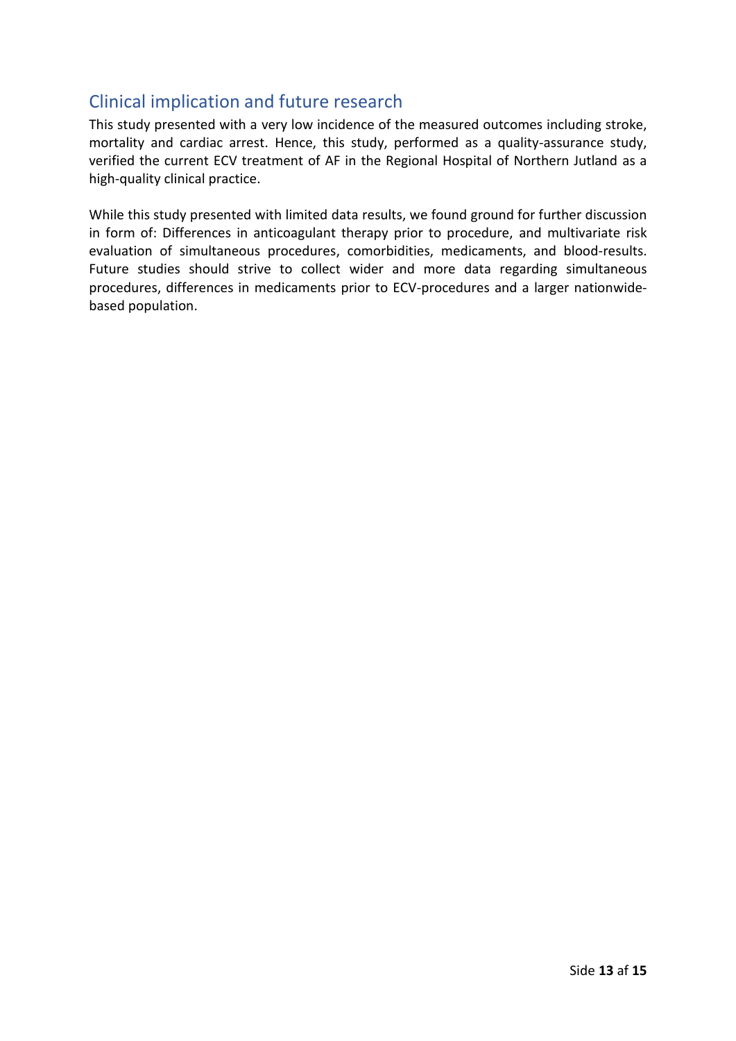## Clinical implication and future research

This study presented with a very low incidence of the measured outcomes including stroke, mortality and cardiac arrest. Hence, this study, performed as a quality-assurance study, verified the current ECV treatment of AF in the Regional Hospital of Northern Jutland as a high-quality clinical practice.

While this study presented with limited data results, we found ground for further discussion in form of: Differences in anticoagulant therapy prior to procedure, and multivariate risk evaluation of simultaneous procedures, comorbidities, medicaments, and blood-results. Future studies should strive to collect wider and more data regarding simultaneous procedures, differences in medicaments prior to ECV-procedures and a larger nationwide-based population.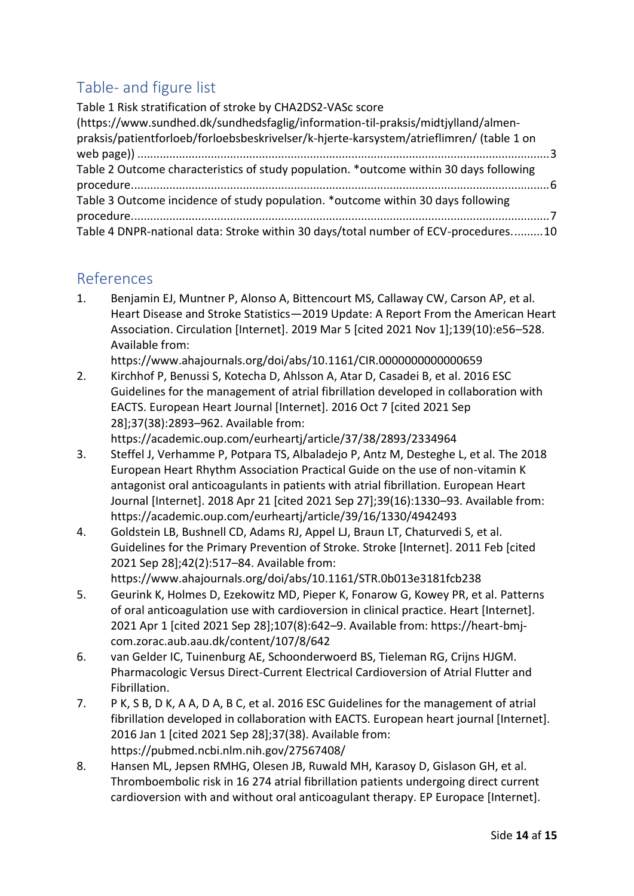## Table- and figure list

Table 1 Risk stratification of stroke by CHA2DS2-VASc score (https://www.sundhed.dk/sundhedsfaglig/information-til-praksis/midtjylland/almen-praksis/patientforloeb/forloebsbeskrivelser/k-hjerte-karsystem/atrieflimren/ (table 1 on web page)) ........................................................................................................................ 3

Table 2 Outcome characteristics of study population. *outcome within 30 days following procedure................................................................................................................................ 6

Table 3 Outcome incidence of study population. *outcome within 30 days following procedure................................................................................................................................ 7

Table 4 DNPR-national data: Stroke within 30 days/total number of ECV-procedures.........10

## References

1. Benjamin EJ, Muntner P, Alonso A, Bittencourt MS, Callaway CW, Carson AP, et al. Heart Disease and Stroke Statistics—2019 Update: A Report From the American Heart Association. Circulation [Internet]. 2019 Mar 5 [cited 2021 Nov 1];139(10):e56–528. Available from: https://www.ahajournals.org/doi/abs/10.1161/CIR.0000000000000659
2. Kirchhof P, Benussi S, Kotecha D, Ahlsson A, Atar D, Casadei B, et al. 2016 ESC Guidelines for the management of atrial fibrillation developed in collaboration with EACTS. European Heart Journal [Internet]. 2016 Oct 7 [cited 2021 Sep 28];37(38):2893–962. Available from: https://academic.oup.com/eurheartj/article/37/38/2893/2334964
3. Steffel J, Verhamme P, Potpara TS, Albaladejo P, Antz M, Desteghe L, et al. The 2018 European Heart Rhythm Association Practical Guide on the use of non-vitamin K antagonist oral anticoagulants in patients with atrial fibrillation. European Heart Journal [Internet]. 2018 Apr 21 [cited 2021 Sep 27];39(16):1330–93. Available from: https://academic.oup.com/eurheartj/article/39/16/1330/4942493
4. Goldstein LB, Bushnell CD, Adams RJ, Appel LJ, Braun LT, Chaturvedi S, et al. Guidelines for the Primary Prevention of Stroke. Stroke [Internet]. 2011 Feb [cited 2021 Sep 28];42(2):517–84. Available from: https://www.ahajournals.org/doi/abs/10.1161/STR.0b013e3181fcb238
5. Geurink K, Holmes D, Ezekowitz MD, Pieper K, Fonarow G, Kowey PR, et al. Patterns of oral anticoagulation use with cardioversion in clinical practice. Heart [Internet]. 2021 Apr 1 [cited 2021 Sep 28];107(8):642–9. Available from: https://heart-bmj-com.zorac.aub.aau.dk/content/107/8/642
6. van Gelder IC, Tuinenburg AE, Schoonderwoerd BS, Tieleman RG, Crijns HJGM. Pharmacologic Versus Direct-Current Electrical Cardioversion of Atrial Flutter and Fibrillation.
7. P K, S B, D K, A A, D A, B C, et al. 2016 ESC Guidelines for the management of atrial fibrillation developed in collaboration with EACTS. European heart journal [Internet]. 2016 Jan 1 [cited 2021 Sep 28];37(38). Available from: https://pubmed.ncbi.nlm.nih.gov/27567408/
8. Hansen ML, Jepsen RMHG, Olesen JB, Ruwald MH, Karasoy D, Gislason GH, et al. Thromboembolic risk in 16 274 atrial fibrillation patients undergoing direct current cardioversion with and without oral anticoagulant therapy. EP Europace [Internet].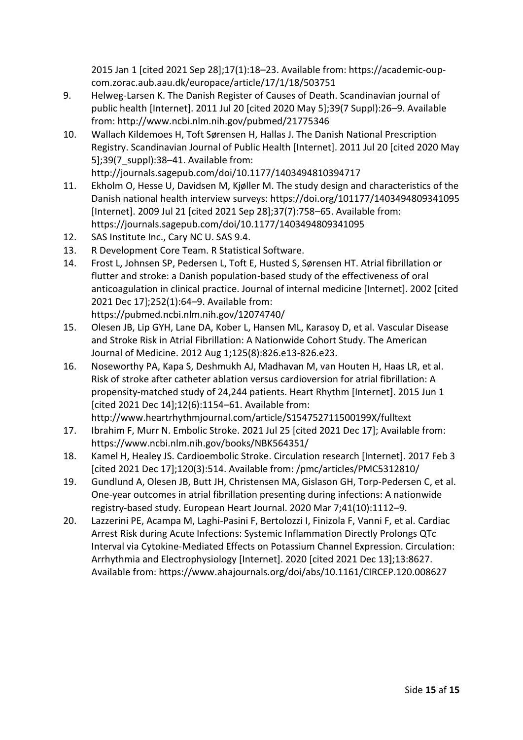2015 Jan 1 [cited 2021 Sep 28];17(1):18–23. Available from: https://academic-oup-com.zorac.aub.aau.dk/europace/article/17/1/18/503751

9. Helweg-Larsen K. The Danish Register of Causes of Death. Scandinavian journal of public health [Internet]. 2011 Jul 20 [cited 2020 May 5];39(7 Suppl):26–9. Available from: http://www.ncbi.nlm.nih.gov/pubmed/21775346
10. Wallach Kildemoes H, Toft Sørensen H, Hallas J. The Danish National Prescription Registry. Scandinavian Journal of Public Health [Internet]. 2011 Jul 20 [cited 2020 May 5];39(7_suppl):38–41. Available from: http://journals.sagepub.com/doi/10.1177/1403494810394717
11. Ekholm O, Hesse U, Davidsen M, Kjøller M. The study design and characteristics of the Danish national health interview surveys: https://doi.org/101177/1403494809341095 [Internet]. 2009 Jul 21 [cited 2021 Sep 28];37(7):758–65. Available from: https://journals.sagepub.com/doi/10.1177/1403494809341095
12. SAS Institute Inc., Cary NC U. SAS 9.4.
13. R Development Core Team. R Statistical Software.
14. Frost L, Johnsen SP, Pedersen L, Toft E, Husted S, Sørensen HT. Atrial fibrillation or flutter and stroke: a Danish population-based study of the effectiveness of oral anticoagulation in clinical practice. Journal of internal medicine [Internet]. 2002 [cited 2021 Dec 17];252(1):64–9. Available from: https://pubmed.ncbi.nlm.nih.gov/12074740/
15. Olesen JB, Lip GYH, Lane DA, Kober L, Hansen ML, Karasoy D, et al. Vascular Disease and Stroke Risk in Atrial Fibrillation: A Nationwide Cohort Study. The American Journal of Medicine. 2012 Aug 1;125(8):826.e13-826.e23.
16. Noseworthy PA, Kapa S, Deshmukh AJ, Madhavan M, van Houten H, Haas LR, et al. Risk of stroke after catheter ablation versus cardioversion for atrial fibrillation: A propensity-matched study of 24,244 patients. Heart Rhythm [Internet]. 2015 Jun 1 [cited 2021 Dec 14];12(6):1154–61. Available from: http://www.heartrhythmjournal.com/article/S154752711500199X/fulltext
17. Ibrahim F, Murr N. Embolic Stroke. 2021 Jul 25 [cited 2021 Dec 17]; Available from: https://www.ncbi.nlm.nih.gov/books/NBK564351/
18. Kamel H, Healey JS. Cardioembolic Stroke. Circulation research [Internet]. 2017 Feb 3 [cited 2021 Dec 17];120(3):514. Available from: /pmc/articles/PMC5312810/
19. Gundlund A, Olesen JB, Butt JH, Christensen MA, Gislason GH, Torp-Pedersen C, et al. One-year outcomes in atrial fibrillation presenting during infections: A nationwide registry-based study. European Heart Journal. 2020 Mar 7;41(10):1112–9.
20. Lazzerini PE, Acampa M, Laghi-Pasini F, Bertolozzi I, Finizola F, Vanni F, et al. Cardiac Arrest Risk during Acute Infections: Systemic Inflammation Directly Prolongs QTc Interval via Cytokine-Mediated Effects on Potassium Channel Expression. Circulation: Arrhythmia and Electrophysiology [Internet]. 2020 [cited 2021 Dec 13];13:8627. Available from: https://www.ahajournals.org/doi/abs/10.1161/CIRCEP.120.008627